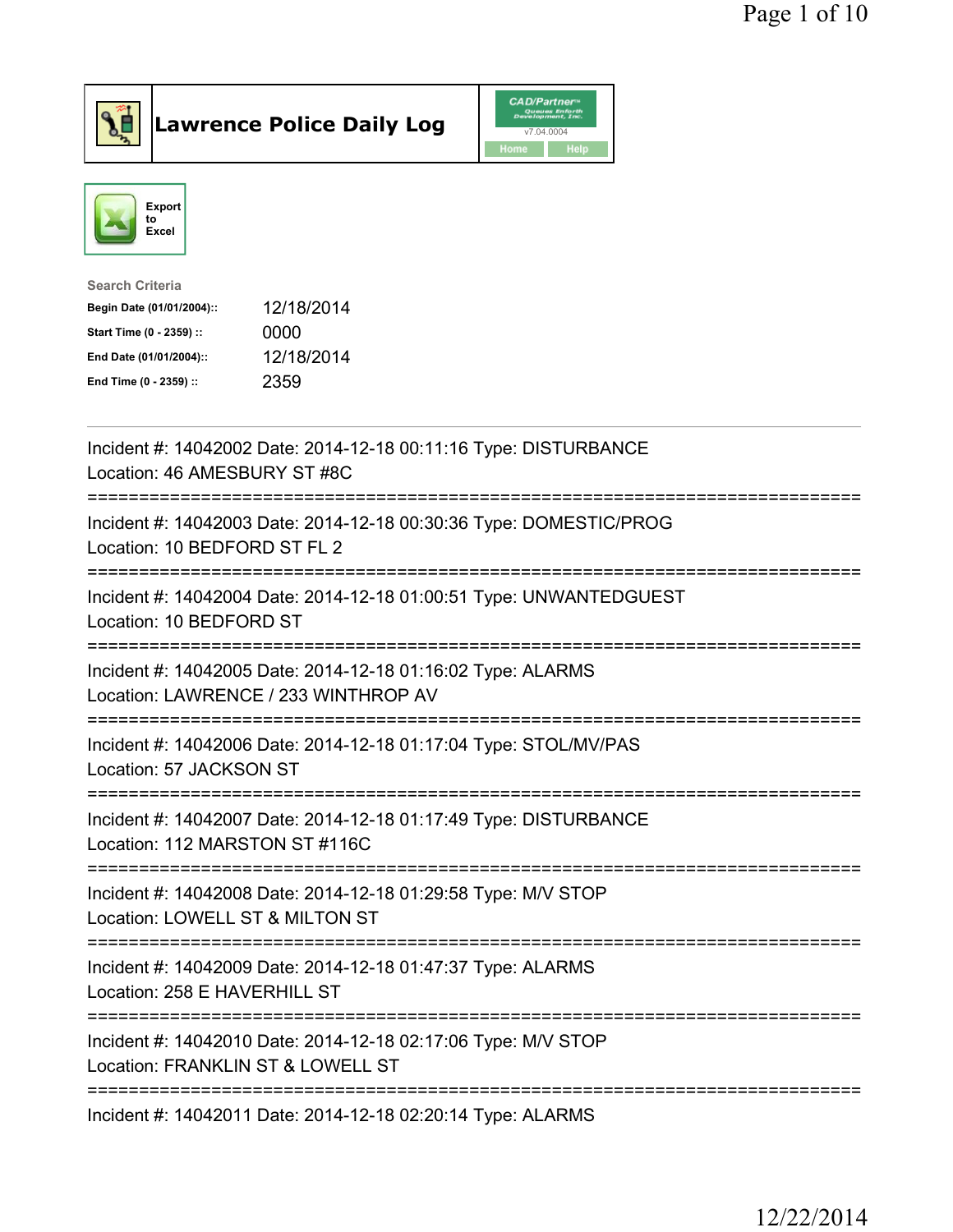# Lawrence Police Daily Log

Export to Excel

**Search Criteria**

| | |
|---|---|
| **Begin Date (01/01/2004)::** | 12/18/2014 |
| **Start Time (0 - 2359) ::** | 0000 |
| **End Date (01/01/2004)::** | 12/18/2014 |
| **End Time (0 - 2359) ::** | 2359 |

---

Incident #: 14042002 Date: 2014-12-18 00:11:16 Type: DISTURBANCE
Location: 46 AMESBURY ST #8C

===========================================================================

Incident #: 14042003 Date: 2014-12-18 00:30:36 Type: DOMESTIC/PROG
Location: 10 BEDFORD ST FL 2

===========================================================================

Incident #: 14042004 Date: 2014-12-18 01:00:51 Type: UNWANTEDGUEST
Location: 10 BEDFORD ST

===========================================================================

Incident #: 14042005 Date: 2014-12-18 01:16:02 Type: ALARMS
Location: LAWRENCE / 233 WINTHROP AV

===========================================================================

Incident #: 14042006 Date: 2014-12-18 01:17:04 Type: STOL/MV/PAS
Location: 57 JACKSON ST

===========================================================================

Incident #: 14042007 Date: 2014-12-18 01:17:49 Type: DISTURBANCE
Location: 112 MARSTON ST #116C

===========================================================================

Incident #: 14042008 Date: 2014-12-18 01:29:58 Type: M/V STOP
Location: LOWELL ST & MILTON ST

===========================================================================

Incident #: 14042009 Date: 2014-12-18 01:47:37 Type: ALARMS
Location: 258 E HAVERHILL ST

===========================================================================

Incident #: 14042010 Date: 2014-12-18 02:17:06 Type: M/V STOP
Location: FRANKLIN ST & LOWELL ST

===========================================================================

Incident #: 14042011 Date: 2014-12-18 02:20:14 Type: ALARMS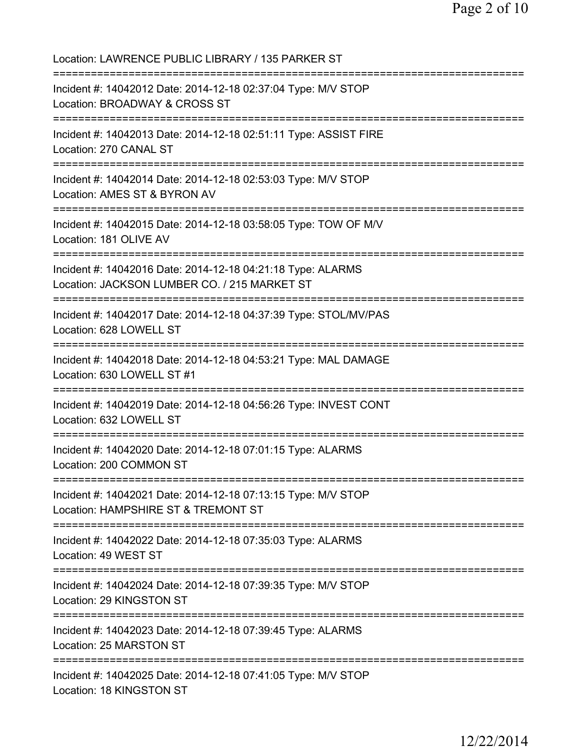Location: LAWRENCE PUBLIC LIBRARY / 135 PARKER ST

===========================================================================

Incident #: 14042012 Date: 2014-12-18 02:37:04 Type: M/V STOP
Location: BROADWAY & CROSS ST

===========================================================================

Incident #: 14042013 Date: 2014-12-18 02:51:11 Type: ASSIST FIRE
Location: 270 CANAL ST

===========================================================================

Incident #: 14042014 Date: 2014-12-18 02:53:03 Type: M/V STOP
Location: AMES ST & BYRON AV

===========================================================================

Incident #: 14042015 Date: 2014-12-18 03:58:05 Type: TOW OF M/V
Location: 181 OLIVE AV

===========================================================================

Incident #: 14042016 Date: 2014-12-18 04:21:18 Type: ALARMS
Location: JACKSON LUMBER CO. / 215 MARKET ST

===========================================================================

Incident #: 14042017 Date: 2014-12-18 04:37:39 Type: STOL/MV/PAS
Location: 628 LOWELL ST

===========================================================================

Incident #: 14042018 Date: 2014-12-18 04:53:21 Type: MAL DAMAGE
Location: 630 LOWELL ST #1

===========================================================================

Incident #: 14042019 Date: 2014-12-18 04:56:26 Type: INVEST CONT
Location: 632 LOWELL ST

===========================================================================

Incident #: 14042020 Date: 2014-12-18 07:01:15 Type: ALARMS
Location: 200 COMMON ST

===========================================================================

Incident #: 14042021 Date: 2014-12-18 07:13:15 Type: M/V STOP
Location: HAMPSHIRE ST & TREMONT ST

===========================================================================

Incident #: 14042022 Date: 2014-12-18 07:35:03 Type: ALARMS
Location: 49 WEST ST

===========================================================================

Incident #: 14042024 Date: 2014-12-18 07:39:35 Type: M/V STOP
Location: 29 KINGSTON ST

===========================================================================

Incident #: 14042023 Date: 2014-12-18 07:39:45 Type: ALARMS
Location: 25 MARSTON ST

===========================================================================

Incident #: 14042025 Date: 2014-12-18 07:41:05 Type: M/V STOP
Location: 18 KINGSTON ST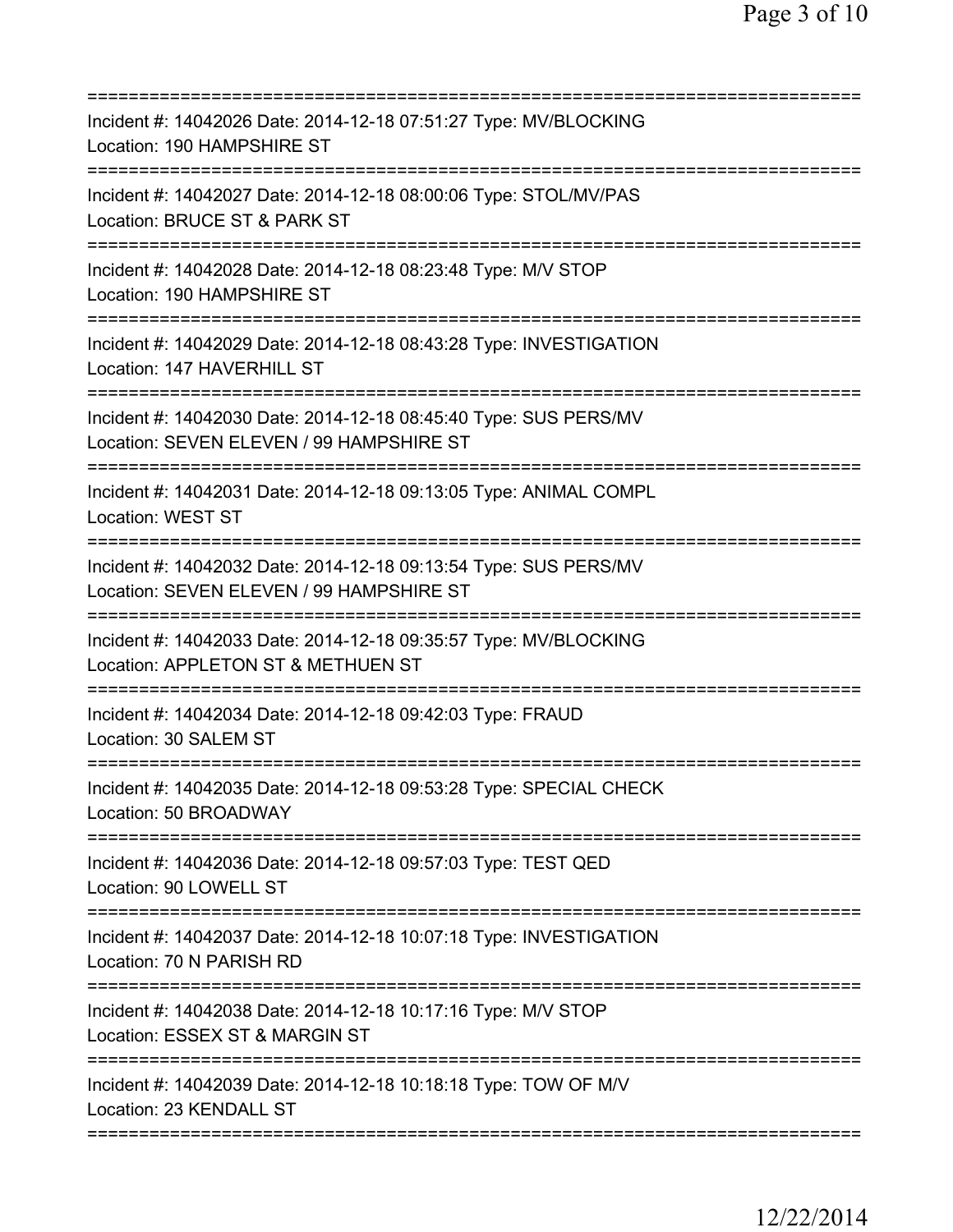===========================================================================
Incident #: 14042026 Date: 2014-12-18 07:51:27 Type: MV/BLOCKING
Location: 190 HAMPSHIRE ST
===========================================================================
Incident #: 14042027 Date: 2014-12-18 08:00:06 Type: STOL/MV/PAS
Location: BRUCE ST & PARK ST
===========================================================================
Incident #: 14042028 Date: 2014-12-18 08:23:48 Type: M/V STOP
Location: 190 HAMPSHIRE ST
===========================================================================
Incident #: 14042029 Date: 2014-12-18 08:43:28 Type: INVESTIGATION
Location: 147 HAVERHILL ST
===========================================================================
Incident #: 14042030 Date: 2014-12-18 08:45:40 Type: SUS PERS/MV
Location: SEVEN ELEVEN / 99 HAMPSHIRE ST
===========================================================================
Incident #: 14042031 Date: 2014-12-18 09:13:05 Type: ANIMAL COMPL
Location: WEST ST
===========================================================================
Incident #: 14042032 Date: 2014-12-18 09:13:54 Type: SUS PERS/MV
Location: SEVEN ELEVEN / 99 HAMPSHIRE ST
===========================================================================
Incident #: 14042033 Date: 2014-12-18 09:35:57 Type: MV/BLOCKING
Location: APPLETON ST & METHUEN ST
===========================================================================
Incident #: 14042034 Date: 2014-12-18 09:42:03 Type: FRAUD
Location: 30 SALEM ST
===========================================================================
Incident #: 14042035 Date: 2014-12-18 09:53:28 Type: SPECIAL CHECK
Location: 50 BROADWAY
===========================================================================
Incident #: 14042036 Date: 2014-12-18 09:57:03 Type: TEST QED
Location: 90 LOWELL ST
===========================================================================
Incident #: 14042037 Date: 2014-12-18 10:07:18 Type: INVESTIGATION
Location: 70 N PARISH RD
===========================================================================
Incident #: 14042038 Date: 2014-12-18 10:17:16 Type: M/V STOP
Location: ESSEX ST & MARGIN ST
===========================================================================
Incident #: 14042039 Date: 2014-12-18 10:18:18 Type: TOW OF M/V
Location: 23 KENDALL ST
===========================================================================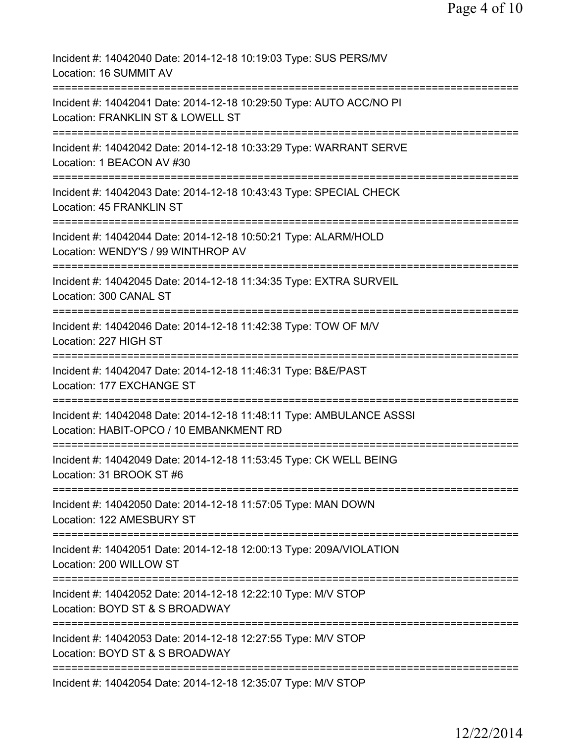Incident #: 14042040 Date: 2014-12-18 10:19:03 Type: SUS PERS/MV
Location: 16 SUMMIT AV

===========================================================================

Incident #: 14042041 Date: 2014-12-18 10:29:50 Type: AUTO ACC/NO PI
Location: FRANKLIN ST & LOWELL ST

===========================================================================

Incident #: 14042042 Date: 2014-12-18 10:33:29 Type: WARRANT SERVE
Location: 1 BEACON AV #30

===========================================================================

Incident #: 14042043 Date: 2014-12-18 10:43:43 Type: SPECIAL CHECK
Location: 45 FRANKLIN ST

===========================================================================

Incident #: 14042044 Date: 2014-12-18 10:50:21 Type: ALARM/HOLD
Location: WENDY'S / 99 WINTHROP AV

===========================================================================

Incident #: 14042045 Date: 2014-12-18 11:34:35 Type: EXTRA SURVEIL
Location: 300 CANAL ST

===========================================================================

Incident #: 14042046 Date: 2014-12-18 11:42:38 Type: TOW OF M/V
Location: 227 HIGH ST

===========================================================================

Incident #: 14042047 Date: 2014-12-18 11:46:31 Type: B&E/PAST
Location: 177 EXCHANGE ST

===========================================================================

Incident #: 14042048 Date: 2014-12-18 11:48:11 Type: AMBULANCE ASSSI
Location: HABIT-OPCO / 10 EMBANKMENT RD

===========================================================================

Incident #: 14042049 Date: 2014-12-18 11:53:45 Type: CK WELL BEING
Location: 31 BROOK ST #6

===========================================================================

Incident #: 14042050 Date: 2014-12-18 11:57:05 Type: MAN DOWN
Location: 122 AMESBURY ST

===========================================================================

Incident #: 14042051 Date: 2014-12-18 12:00:13 Type: 209A/VIOLATION
Location: 200 WILLOW ST

===========================================================================

Incident #: 14042052 Date: 2014-12-18 12:22:10 Type: M/V STOP
Location: BOYD ST & S BROADWAY

===========================================================================

Incident #: 14042053 Date: 2014-12-18 12:27:55 Type: M/V STOP
Location: BOYD ST & S BROADWAY

===========================================================================

Incident #: 14042054 Date: 2014-12-18 12:35:07 Type: M/V STOP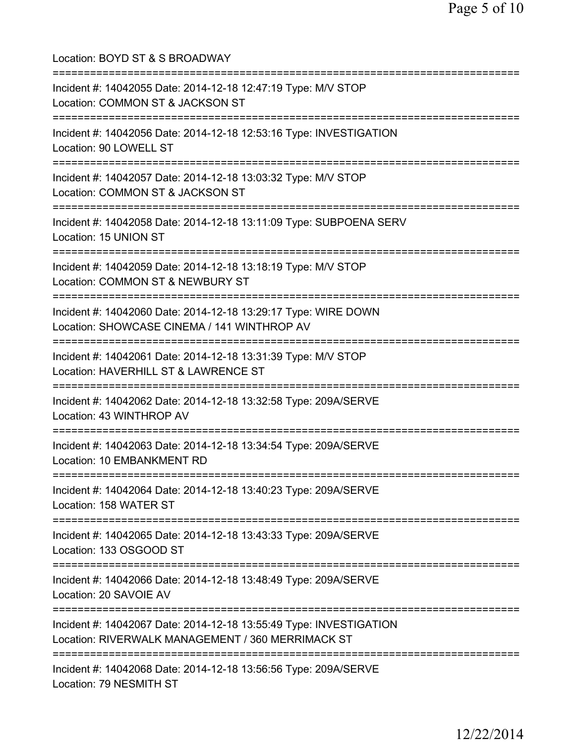Location: BOYD ST & S BROADWAY

===========================================================================

Incident #: 14042055 Date: 2014-12-18 12:47:19 Type: M/V STOP

Location: COMMON ST & JACKSON ST

===========================================================================

Incident #: 14042056 Date: 2014-12-18 12:53:16 Type: INVESTIGATION

Location: 90 LOWELL ST

===========================================================================

Incident #: 14042057 Date: 2014-12-18 13:03:32 Type: M/V STOP

Location: COMMON ST & JACKSON ST

===========================================================================

Incident #: 14042058 Date: 2014-12-18 13:11:09 Type: SUBPOENA SERV

Location: 15 UNION ST

===========================================================================

Incident #: 14042059 Date: 2014-12-18 13:18:19 Type: M/V STOP

Location: COMMON ST & NEWBURY ST

===========================================================================

Incident #: 14042060 Date: 2014-12-18 13:29:17 Type: WIRE DOWN

Location: SHOWCASE CINEMA / 141 WINTHROP AV

===========================================================================

Incident #: 14042061 Date: 2014-12-18 13:31:39 Type: M/V STOP

Location: HAVERHILL ST & LAWRENCE ST

===========================================================================

Incident #: 14042062 Date: 2014-12-18 13:32:58 Type: 209A/SERVE

Location: 43 WINTHROP AV

===========================================================================

Incident #: 14042063 Date: 2014-12-18 13:34:54 Type: 209A/SERVE

Location: 10 EMBANKMENT RD

===========================================================================

Incident #: 14042064 Date: 2014-12-18 13:40:23 Type: 209A/SERVE

Location: 158 WATER ST

===========================================================================

Incident #: 14042065 Date: 2014-12-18 13:43:33 Type: 209A/SERVE

Location: 133 OSGOOD ST

===========================================================================

Incident #: 14042066 Date: 2014-12-18 13:48:49 Type: 209A/SERVE

Location: 20 SAVOIE AV

===========================================================================

Incident #: 14042067 Date: 2014-12-18 13:55:49 Type: INVESTIGATION

Location: RIVERWALK MANAGEMENT / 360 MERRIMACK ST

===========================================================================

Incident #: 14042068 Date: 2014-12-18 13:56:56 Type: 209A/SERVE

Location: 79 NESMITH ST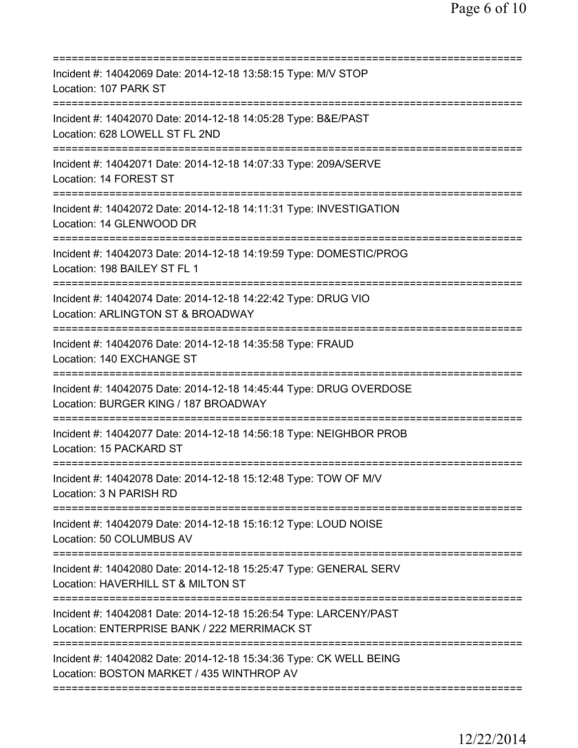===========================================================================

Incident #: 14042069 Date: 2014-12-18 13:58:15 Type: M/V STOP
Location: 107 PARK ST

===========================================================================

Incident #: 14042070 Date: 2014-12-18 14:05:28 Type: B&E/PAST
Location: 628 LOWELL ST FL 2ND

===========================================================================

Incident #: 14042071 Date: 2014-12-18 14:07:33 Type: 209A/SERVE
Location: 14 FOREST ST

===========================================================================

Incident #: 14042072 Date: 2014-12-18 14:11:31 Type: INVESTIGATION
Location: 14 GLENWOOD DR

===========================================================================

Incident #: 14042073 Date: 2014-12-18 14:19:59 Type: DOMESTIC/PROG
Location: 198 BAILEY ST FL 1

===========================================================================

Incident #: 14042074 Date: 2014-12-18 14:22:42 Type: DRUG VIO
Location: ARLINGTON ST & BROADWAY

===========================================================================

Incident #: 14042076 Date: 2014-12-18 14:35:58 Type: FRAUD
Location: 140 EXCHANGE ST

===========================================================================

Incident #: 14042075 Date: 2014-12-18 14:45:44 Type: DRUG OVERDOSE
Location: BURGER KING / 187 BROADWAY

===========================================================================

Incident #: 14042077 Date: 2014-12-18 14:56:18 Type: NEIGHBOR PROB
Location: 15 PACKARD ST

===========================================================================

Incident #: 14042078 Date: 2014-12-18 15:12:48 Type: TOW OF M/V
Location: 3 N PARISH RD

===========================================================================

Incident #: 14042079 Date: 2014-12-18 15:16:12 Type: LOUD NOISE
Location: 50 COLUMBUS AV

===========================================================================

Incident #: 14042080 Date: 2014-12-18 15:25:47 Type: GENERAL SERV
Location: HAVERHILL ST & MILTON ST

===========================================================================

Incident #: 14042081 Date: 2014-12-18 15:26:54 Type: LARCENY/PAST
Location: ENTERPRISE BANK / 222 MERRIMACK ST

===========================================================================

Incident #: 14042082 Date: 2014-12-18 15:34:36 Type: CK WELL BEING
Location: BOSTON MARKET / 435 WINTHROP AV

===========================================================================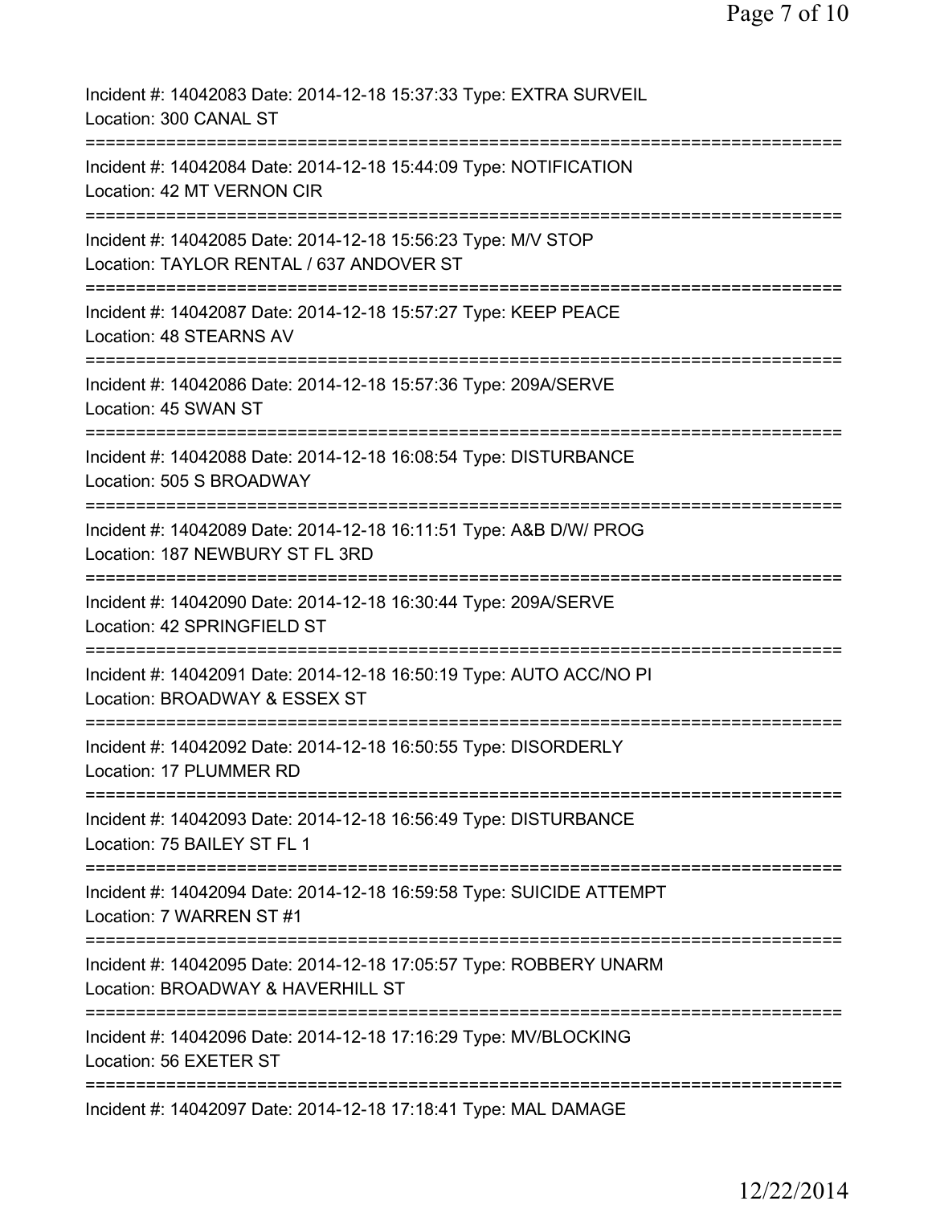Incident #: 14042083 Date: 2014-12-18 15:37:33 Type: EXTRA SURVEIL
Location: 300 CANAL ST

===========================================================================

Incident #: 14042084 Date: 2014-12-18 15:44:09 Type: NOTIFICATION
Location: 42 MT VERNON CIR

===========================================================================

Incident #: 14042085 Date: 2014-12-18 15:56:23 Type: M/V STOP
Location: TAYLOR RENTAL / 637 ANDOVER ST

===========================================================================

Incident #: 14042087 Date: 2014-12-18 15:57:27 Type: KEEP PEACE
Location: 48 STEARNS AV

===========================================================================

Incident #: 14042086 Date: 2014-12-18 15:57:36 Type: 209A/SERVE
Location: 45 SWAN ST

===========================================================================

Incident #: 14042088 Date: 2014-12-18 16:08:54 Type: DISTURBANCE
Location: 505 S BROADWAY

===========================================================================

Incident #: 14042089 Date: 2014-12-18 16:11:51 Type: A&B D/W/ PROG
Location: 187 NEWBURY ST FL 3RD

===========================================================================

Incident #: 14042090 Date: 2014-12-18 16:30:44 Type: 209A/SERVE
Location: 42 SPRINGFIELD ST

===========================================================================

Incident #: 14042091 Date: 2014-12-18 16:50:19 Type: AUTO ACC/NO PI
Location: BROADWAY & ESSEX ST

===========================================================================

Incident #: 14042092 Date: 2014-12-18 16:50:55 Type: DISORDERLY
Location: 17 PLUMMER RD

===========================================================================

Incident #: 14042093 Date: 2014-12-18 16:56:49 Type: DISTURBANCE
Location: 75 BAILEY ST FL 1

===========================================================================

Incident #: 14042094 Date: 2014-12-18 16:59:58 Type: SUICIDE ATTEMPT
Location: 7 WARREN ST #1

===========================================================================

Incident #: 14042095 Date: 2014-12-18 17:05:57 Type: ROBBERY UNARM
Location: BROADWAY & HAVERHILL ST

===========================================================================

Incident #: 14042096 Date: 2014-12-18 17:16:29 Type: MV/BLOCKING
Location: 56 EXETER ST

===========================================================================

Incident #: 14042097 Date: 2014-12-18 17:18:41 Type: MAL DAMAGE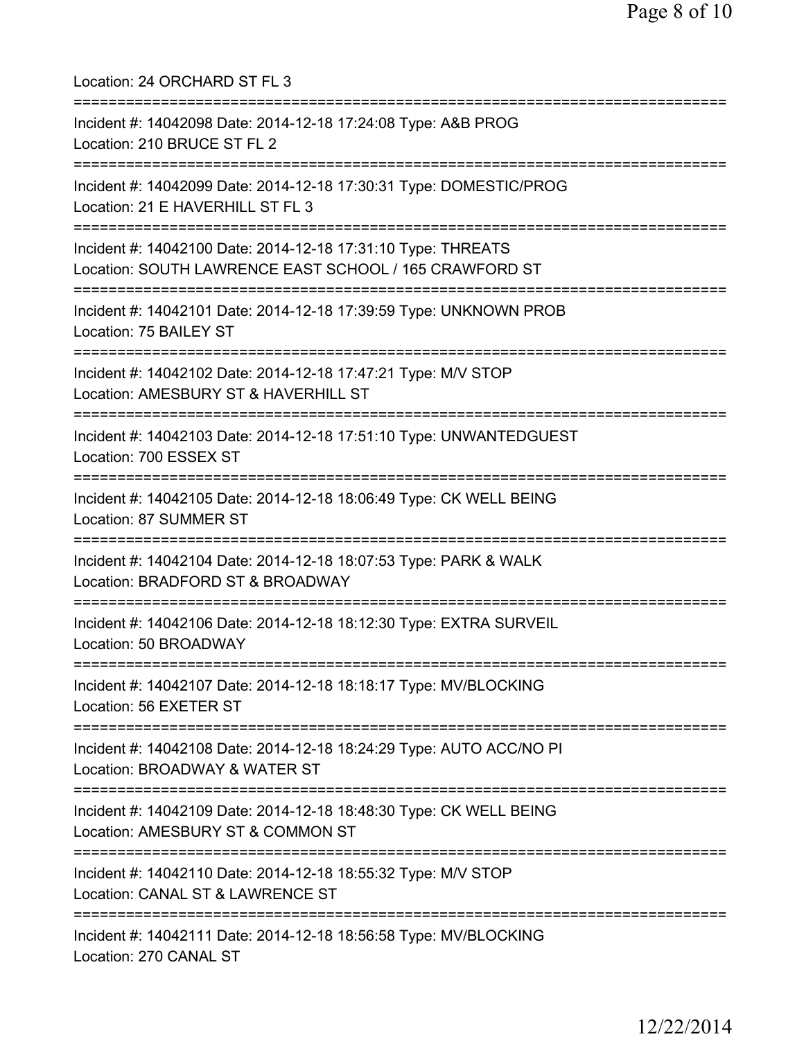Location: 24 ORCHARD ST FL 3

===========================================================================

Incident #: 14042098 Date: 2014-12-18 17:24:08 Type: A&B PROG
Location: 210 BRUCE ST FL 2

===========================================================================

Incident #: 14042099 Date: 2014-12-18 17:30:31 Type: DOMESTIC/PROG
Location: 21 E HAVERHILL ST FL 3

===========================================================================

Incident #: 14042100 Date: 2014-12-18 17:31:10 Type: THREATS
Location: SOUTH LAWRENCE EAST SCHOOL / 165 CRAWFORD ST

===========================================================================

Incident #: 14042101 Date: 2014-12-18 17:39:59 Type: UNKNOWN PROB
Location: 75 BAILEY ST

===========================================================================

Incident #: 14042102 Date: 2014-12-18 17:47:21 Type: M/V STOP
Location: AMESBURY ST & HAVERHILL ST

===========================================================================

Incident #: 14042103 Date: 2014-12-18 17:51:10 Type: UNWANTEDGUEST
Location: 700 ESSEX ST

===========================================================================

Incident #: 14042105 Date: 2014-12-18 18:06:49 Type: CK WELL BEING
Location: 87 SUMMER ST

===========================================================================

Incident #: 14042104 Date: 2014-12-18 18:07:53 Type: PARK & WALK
Location: BRADFORD ST & BROADWAY

===========================================================================

Incident #: 14042106 Date: 2014-12-18 18:12:30 Type: EXTRA SURVEIL
Location: 50 BROADWAY

===========================================================================

Incident #: 14042107 Date: 2014-12-18 18:18:17 Type: MV/BLOCKING
Location: 56 EXETER ST

===========================================================================

Incident #: 14042108 Date: 2014-12-18 18:24:29 Type: AUTO ACC/NO PI
Location: BROADWAY & WATER ST

===========================================================================

Incident #: 14042109 Date: 2014-12-18 18:48:30 Type: CK WELL BEING
Location: AMESBURY ST & COMMON ST

===========================================================================

Incident #: 14042110 Date: 2014-12-18 18:55:32 Type: M/V STOP
Location: CANAL ST & LAWRENCE ST

===========================================================================

Incident #: 14042111 Date: 2014-12-18 18:56:58 Type: MV/BLOCKING
Location: 270 CANAL ST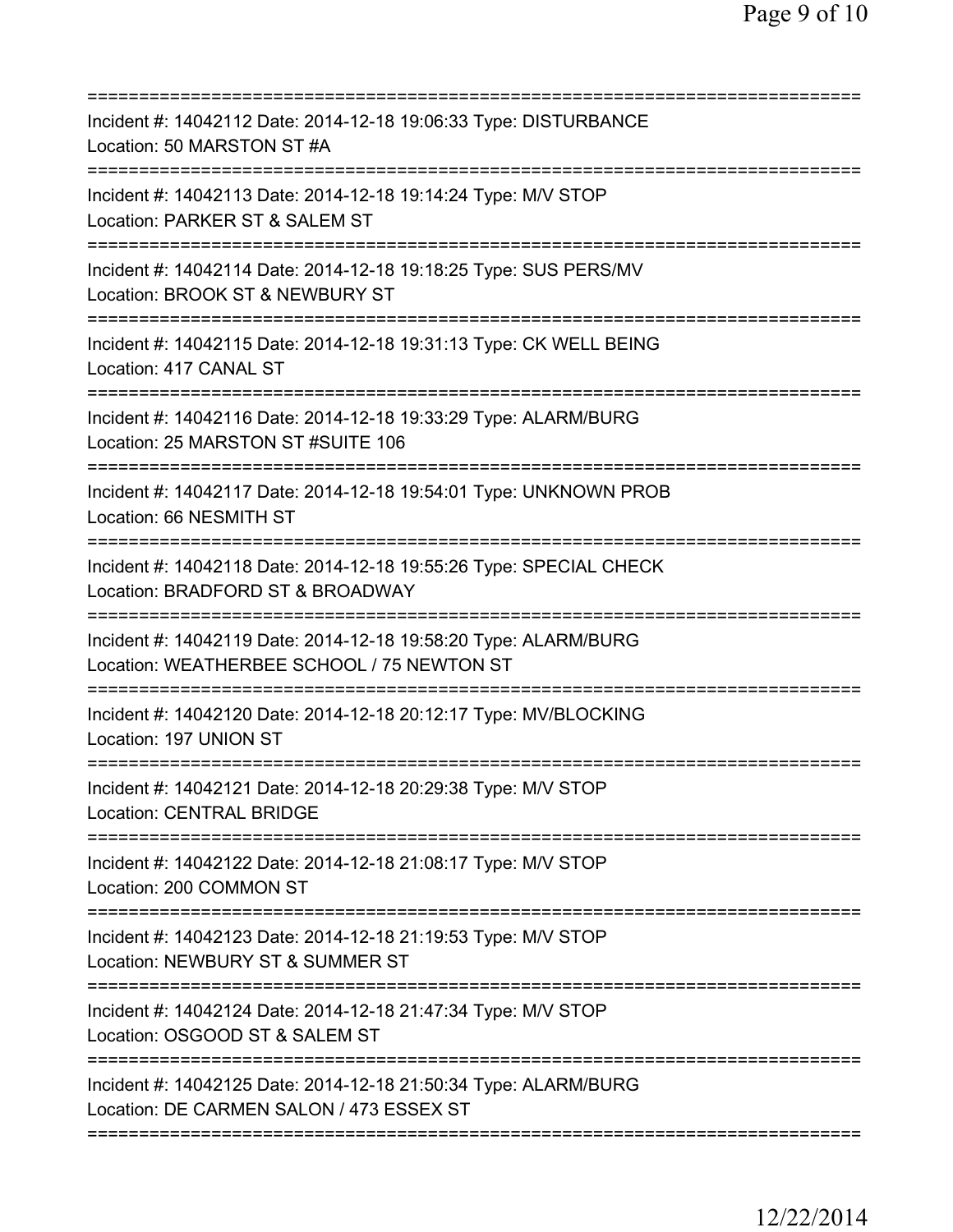===========================================================================

Incident #: 14042112 Date: 2014-12-18 19:06:33 Type: DISTURBANCE
Location: 50 MARSTON ST #A

===========================================================================

Incident #: 14042113 Date: 2014-12-18 19:14:24 Type: M/V STOP
Location: PARKER ST & SALEM ST

===========================================================================

Incident #: 14042114 Date: 2014-12-18 19:18:25 Type: SUS PERS/MV
Location: BROOK ST & NEWBURY ST

===========================================================================

Incident #: 14042115 Date: 2014-12-18 19:31:13 Type: CK WELL BEING
Location: 417 CANAL ST

===========================================================================

Incident #: 14042116 Date: 2014-12-18 19:33:29 Type: ALARM/BURG
Location: 25 MARSTON ST #SUITE 106

===========================================================================

Incident #: 14042117 Date: 2014-12-18 19:54:01 Type: UNKNOWN PROB
Location: 66 NESMITH ST

===========================================================================

Incident #: 14042118 Date: 2014-12-18 19:55:26 Type: SPECIAL CHECK
Location: BRADFORD ST & BROADWAY

===========================================================================

Incident #: 14042119 Date: 2014-12-18 19:58:20 Type: ALARM/BURG
Location: WEATHERBEE SCHOOL / 75 NEWTON ST

===========================================================================

Incident #: 14042120 Date: 2014-12-18 20:12:17 Type: MV/BLOCKING
Location: 197 UNION ST

===========================================================================

Incident #: 14042121 Date: 2014-12-18 20:29:38 Type: M/V STOP
Location: CENTRAL BRIDGE

===========================================================================

Incident #: 14042122 Date: 2014-12-18 21:08:17 Type: M/V STOP
Location: 200 COMMON ST

===========================================================================

Incident #: 14042123 Date: 2014-12-18 21:19:53 Type: M/V STOP
Location: NEWBURY ST & SUMMER ST

===========================================================================

Incident #: 14042124 Date: 2014-12-18 21:47:34 Type: M/V STOP
Location: OSGOOD ST & SALEM ST

===========================================================================

Incident #: 14042125 Date: 2014-12-18 21:50:34 Type: ALARM/BURG
Location: DE CARMEN SALON / 473 ESSEX ST

===========================================================================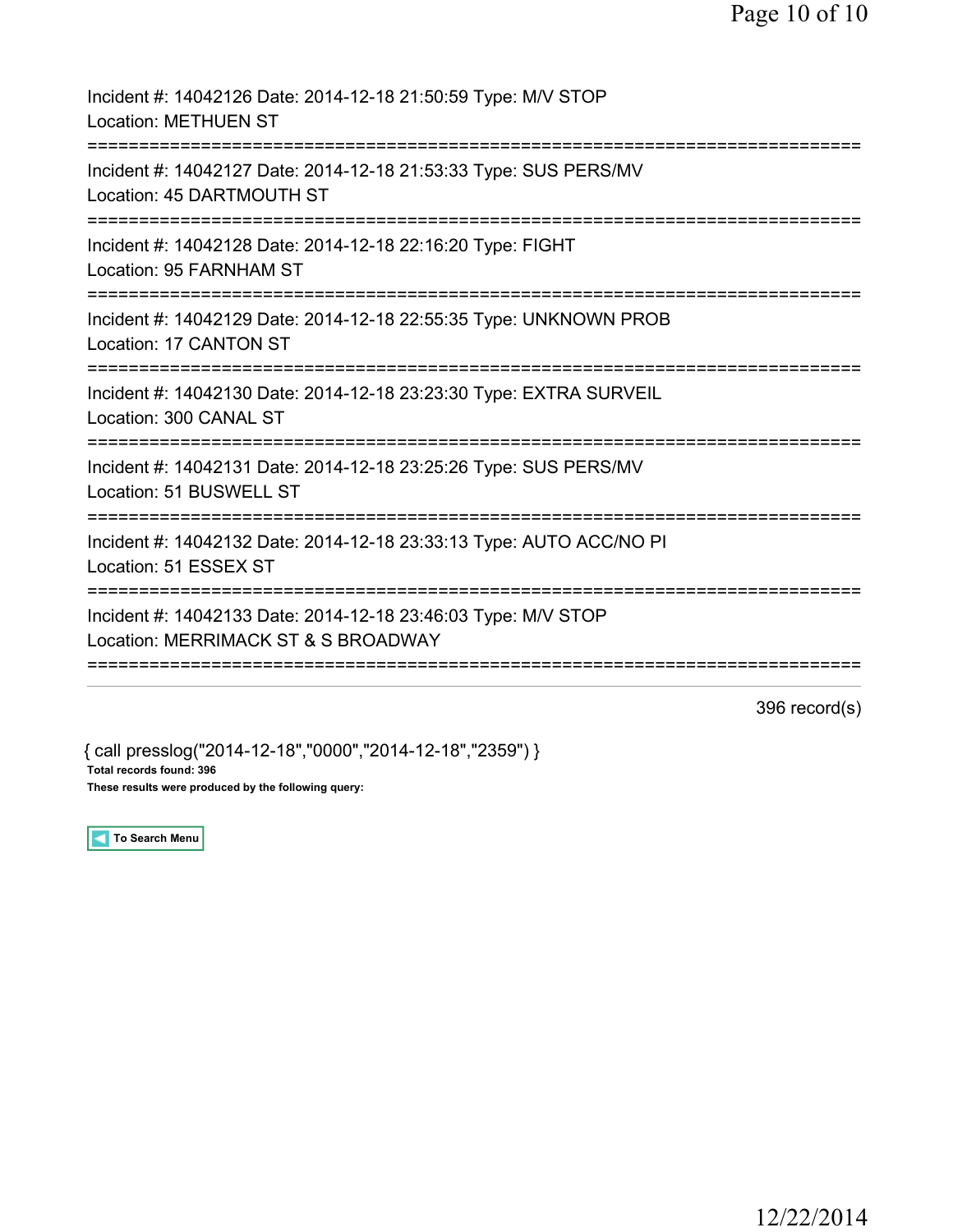Incident #: 14042126 Date: 2014-12-18 21:50:59 Type: M/V STOP
Location: METHUEN ST

===========================================================================

Incident #: 14042127 Date: 2014-12-18 21:53:33 Type: SUS PERS/MV
Location: 45 DARTMOUTH ST

===========================================================================

Incident #: 14042128 Date: 2014-12-18 22:16:20 Type: FIGHT
Location: 95 FARNHAM ST

===========================================================================

Incident #: 14042129 Date: 2014-12-18 22:55:35 Type: UNKNOWN PROB
Location: 17 CANTON ST

===========================================================================

Incident #: 14042130 Date: 2014-12-18 23:23:30 Type: EXTRA SURVEIL
Location: 300 CANAL ST

===========================================================================

Incident #: 14042131 Date: 2014-12-18 23:25:26 Type: SUS PERS/MV
Location: 51 BUSWELL ST

===========================================================================

Incident #: 14042132 Date: 2014-12-18 23:33:13 Type: AUTO ACC/NO PI
Location: 51 ESSEX ST

===========================================================================

Incident #: 14042133 Date: 2014-12-18 23:46:03 Type: M/V STOP
Location: MERRIMACK ST & S BROADWAY

===========================================================================

396 record(s)

{ call presslog("2014-12-18","0000","2014-12-18","2359") }

**Total records found: 396**

**These results were produced by the following query:**

To Search Menu